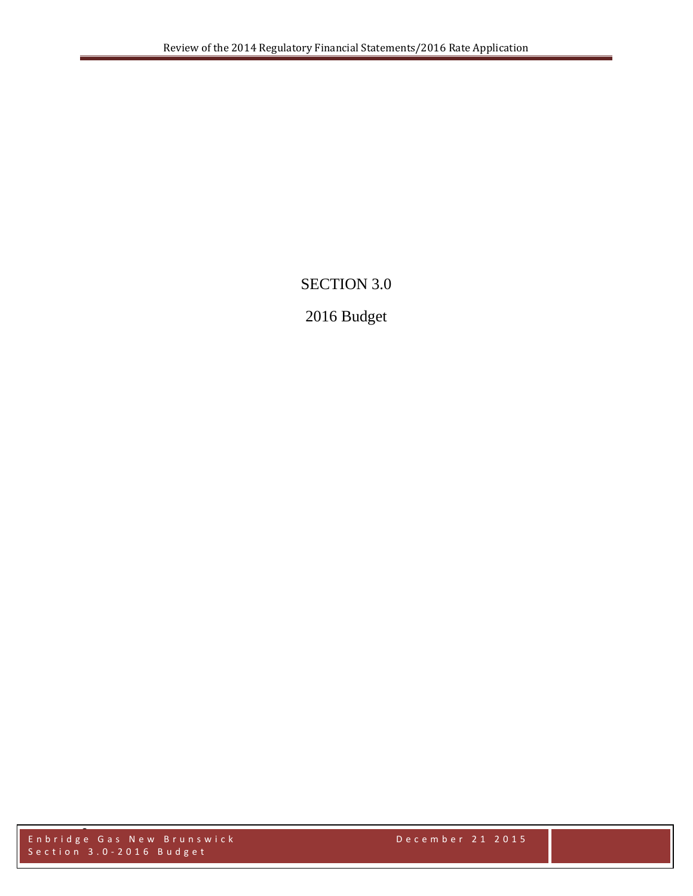# SECTION 3.0

## 2016 Budget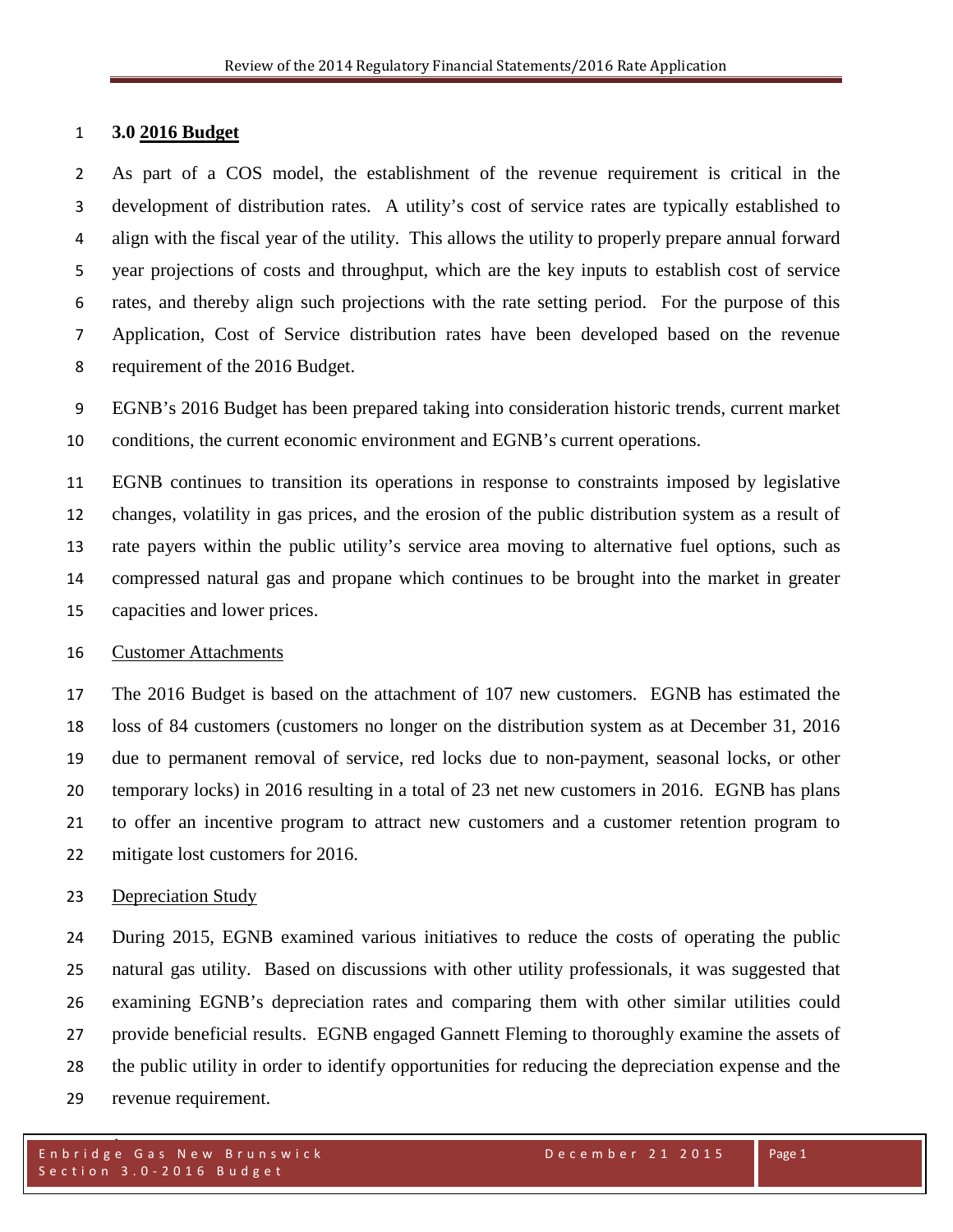## 3.0 2016 Budget

As part of a COS model, the establishment of the revenue requirement is critical in the development of distribution rates. A utility's cost of service rates are typically established to align with the fiscal year of the utility. This allows the utility to properly prepare annual forward year projections of costs and throughput, which are the key inputs to establish cost of service rates, and thereby align such projections with the rate setting period. For the purpose of this Application, Cost of Service distribution rates have been developed based on the revenue requirement of the 2016 Budget.

EGNB's 2016 Budget has been prepared taking into consideration historic trends, current market conditions, the current economic environment and EGNB's current operations.

EGNB continues to transition its operations in response to constraints imposed by legislative changes, volatility in gas prices, and the erosion of the public distribution system as a result of rate payers within the public utility's service area moving to alternative fuel options, such as compressed natural gas and propane which continues to be brought into the market in greater capacities and lower prices.

### Customer Attachments

The 2016 Budget is based on the attachment of 107 new customers. EGNB has estimated the loss of 84 customers (customers no longer on the distribution system as at December 31, 2016 due to permanent removal of service, red locks due to non-payment, seasonal locks, or other temporary locks) in 2016 resulting in a total of 23 net new customers in 2016. EGNB has plans to offer an incentive program to attract new customers and a customer retention program to mitigate lost customers for 2016.

### Depreciation Study

During 2015, EGNB examined various initiatives to reduce the costs of operating the public natural gas utility. Based on discussions with other utility professionals, it was suggested that examining EGNB's depreciation rates and comparing them with other similar utilities could provide beneficial results. EGNB engaged Gannett Fleming to thoroughly examine the assets of the public utility in order to identify opportunities for reducing the depreciation expense and the revenue requirement.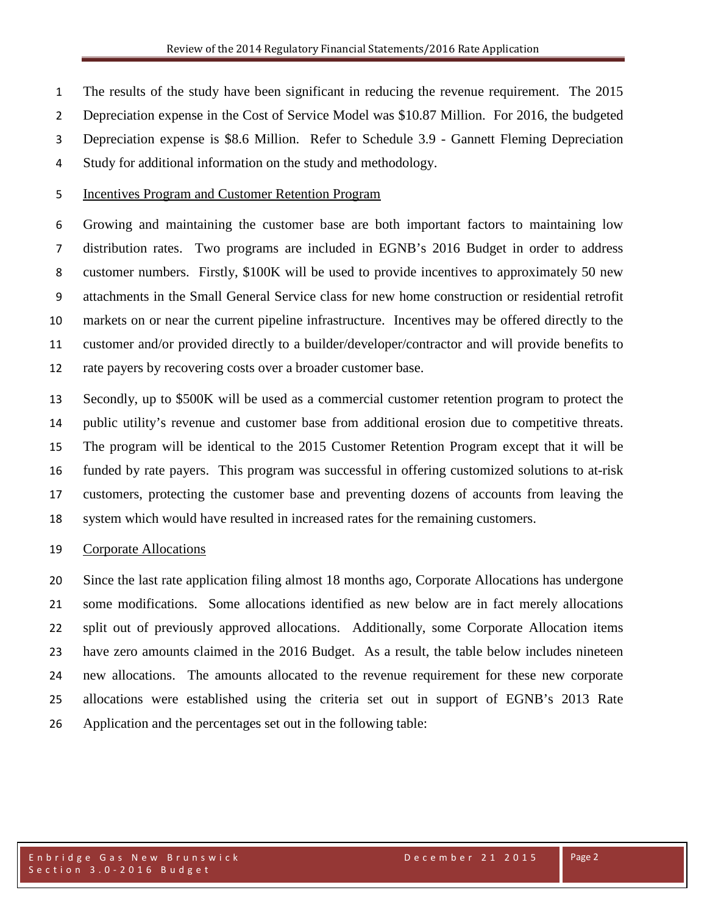The results of the study have been significant in reducing the revenue requirement. The 2015 Depreciation expense in the Cost of Service Model was $10.87 Million. For 2016, the budgeted Depreciation expense is $8.6 Million. Refer to Schedule 3.9 - Gannett Fleming Depreciation Study for additional information on the study and methodology.

<u>Incentives Program and Customer Retention Program</u>

Growing and maintaining the customer base are both important factors to maintaining low distribution rates. Two programs are included in EGNB's 2016 Budget in order to address customer numbers. Firstly, $100K will be used to provide incentives to approximately 50 new attachments in the Small General Service class for new home construction or residential retrofit markets on or near the current pipeline infrastructure. Incentives may be offered directly to the customer and/or provided directly to a builder/developer/contractor and will provide benefits to rate payers by recovering costs over a broader customer base.

Secondly, up to $500K will be used as a commercial customer retention program to protect the public utility's revenue and customer base from additional erosion due to competitive threats. The program will be identical to the 2015 Customer Retention Program except that it will be funded by rate payers. This program was successful in offering customized solutions to at-risk customers, protecting the customer base and preventing dozens of accounts from leaving the system which would have resulted in increased rates for the remaining customers.

<u>Corporate Allocations</u>

Since the last rate application filing almost 18 months ago, Corporate Allocations has undergone some modifications. Some allocations identified as new below are in fact merely allocations split out of previously approved allocations. Additionally, some Corporate Allocation items have zero amounts claimed in the 2016 Budget. As a result, the table below includes nineteen new allocations. The amounts allocated to the revenue requirement for these new corporate allocations were established using the criteria set out in support of EGNB's 2013 Rate Application and the percentages set out in the following table: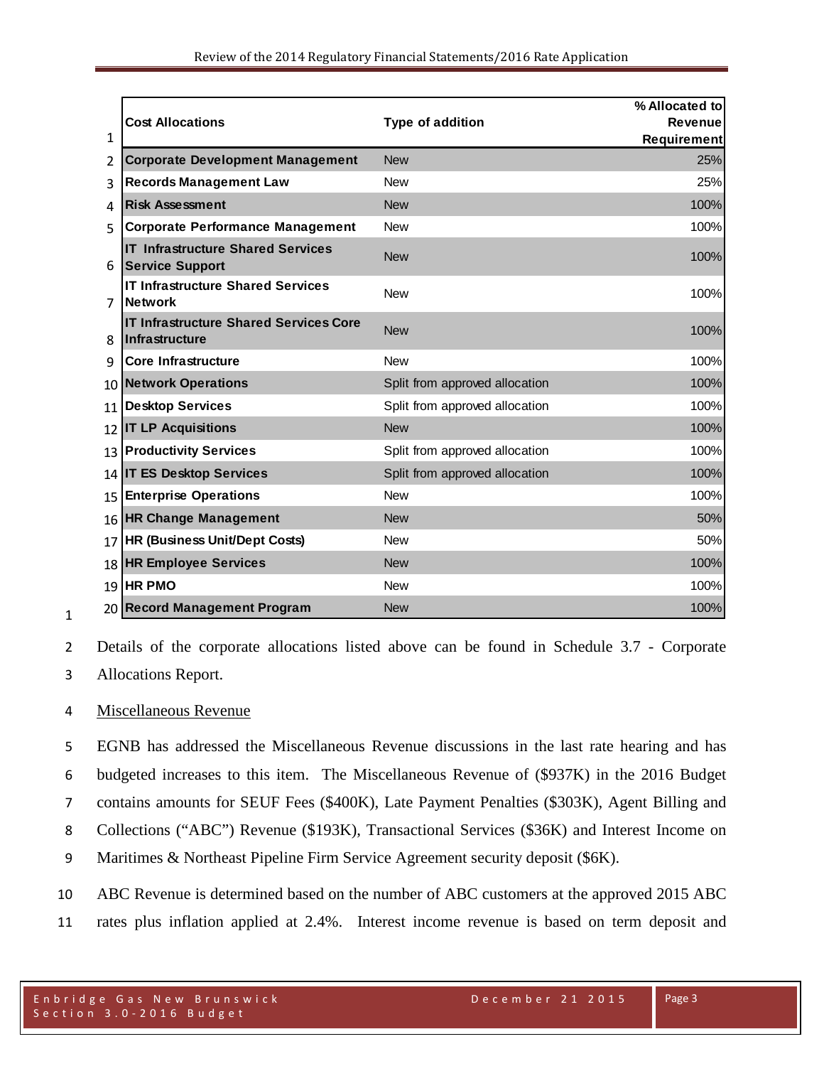| Cost Allocations | Type of addition | % Allocated to Revenue Requirement |
|---|---|---|
| Corporate Development Management | New | 25% |
| Records Management Law | New | 25% |
| Risk Assessment | New | 100% |
| Corporate Performance Management | New | 100% |
| IT Infrastructure Shared Services Service Support | New | 100% |
| IT Infrastructure Shared Services Network | New | 100% |
| IT Infrastructure Shared Services Core Infrastructure | New | 100% |
| Core Infrastructure | New | 100% |
| Network Operations | Split from approved allocation | 100% |
| Desktop Services | Split from approved allocation | 100% |
| IT LP Acquisitions | New | 100% |
| Productivity Services | Split from approved allocation | 100% |
| IT ES Desktop Services | Split from approved allocation | 100% |
| Enterprise Operations | New | 100% |
| HR Change Management | New | 50% |
| HR (Business Unit/Dept Costs) | New | 50% |
| HR Employee Services | New | 100% |
| HR PMO | New | 100% |
| Record Management Program | New | 100% |

Details of the corporate allocations listed above can be found in Schedule 3.7 - Corporate Allocations Report.

Miscellaneous Revenue

EGNB has addressed the Miscellaneous Revenue discussions in the last rate hearing and has budgeted increases to this item. The Miscellaneous Revenue of ($937K) in the 2016 Budget contains amounts for SEUF Fees ($400K), Late Payment Penalties ($303K), Agent Billing and Collections ("ABC") Revenue ($193K), Transactional Services ($36K) and Interest Income on Maritimes & Northeast Pipeline Firm Service Agreement security deposit ($6K).

ABC Revenue is determined based on the number of ABC customers at the approved 2015 ABC rates plus inflation applied at 2.4%. Interest income revenue is based on term deposit and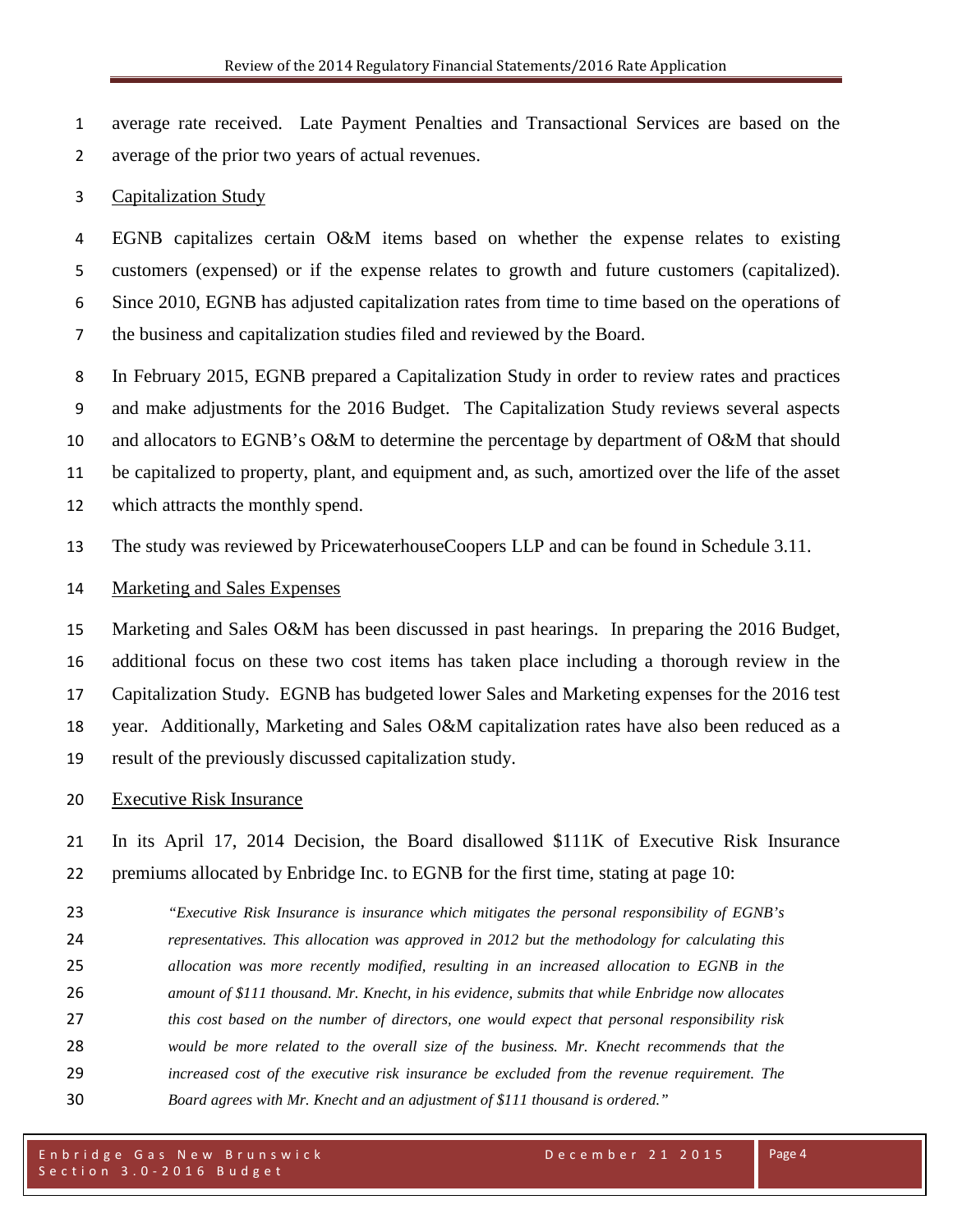average rate received. Late Payment Penalties and Transactional Services are based on the average of the prior two years of actual revenues.

<u>Capitalization Study</u>

EGNB capitalizes certain O&M items based on whether the expense relates to existing customers (expensed) or if the expense relates to growth and future customers (capitalized). Since 2010, EGNB has adjusted capitalization rates from time to time based on the operations of the business and capitalization studies filed and reviewed by the Board.

In February 2015, EGNB prepared a Capitalization Study in order to review rates and practices and make adjustments for the 2016 Budget. The Capitalization Study reviews several aspects and allocators to EGNB's O&M to determine the percentage by department of O&M that should be capitalized to property, plant, and equipment and, as such, amortized over the life of the asset which attracts the monthly spend.

The study was reviewed by PricewaterhouseCoopers LLP and can be found in Schedule 3.11.

<u>Marketing and Sales Expenses</u>

Marketing and Sales O&M has been discussed in past hearings. In preparing the 2016 Budget, additional focus on these two cost items has taken place including a thorough review in the Capitalization Study. EGNB has budgeted lower Sales and Marketing expenses for the 2016 test year. Additionally, Marketing and Sales O&M capitalization rates have also been reduced as a result of the previously discussed capitalization study.

<u>Executive Risk Insurance</u>

In its April 17, 2014 Decision, the Board disallowed $111K of Executive Risk Insurance premiums allocated by Enbridge Inc. to EGNB for the first time, stating at page 10:

> *"Executive Risk Insurance is insurance which mitigates the personal responsibility of EGNB's representatives. This allocation was approved in 2012 but the methodology for calculating this allocation was more recently modified, resulting in an increased allocation to EGNB in the amount of $111 thousand. Mr. Knecht, in his evidence, submits that while Enbridge now allocates this cost based on the number of directors, one would expect that personal responsibility risk would be more related to the overall size of the business. Mr. Knecht recommends that the increased cost of the executive risk insurance be excluded from the revenue requirement. The Board agrees with Mr. Knecht and an adjustment of $111 thousand is ordered."*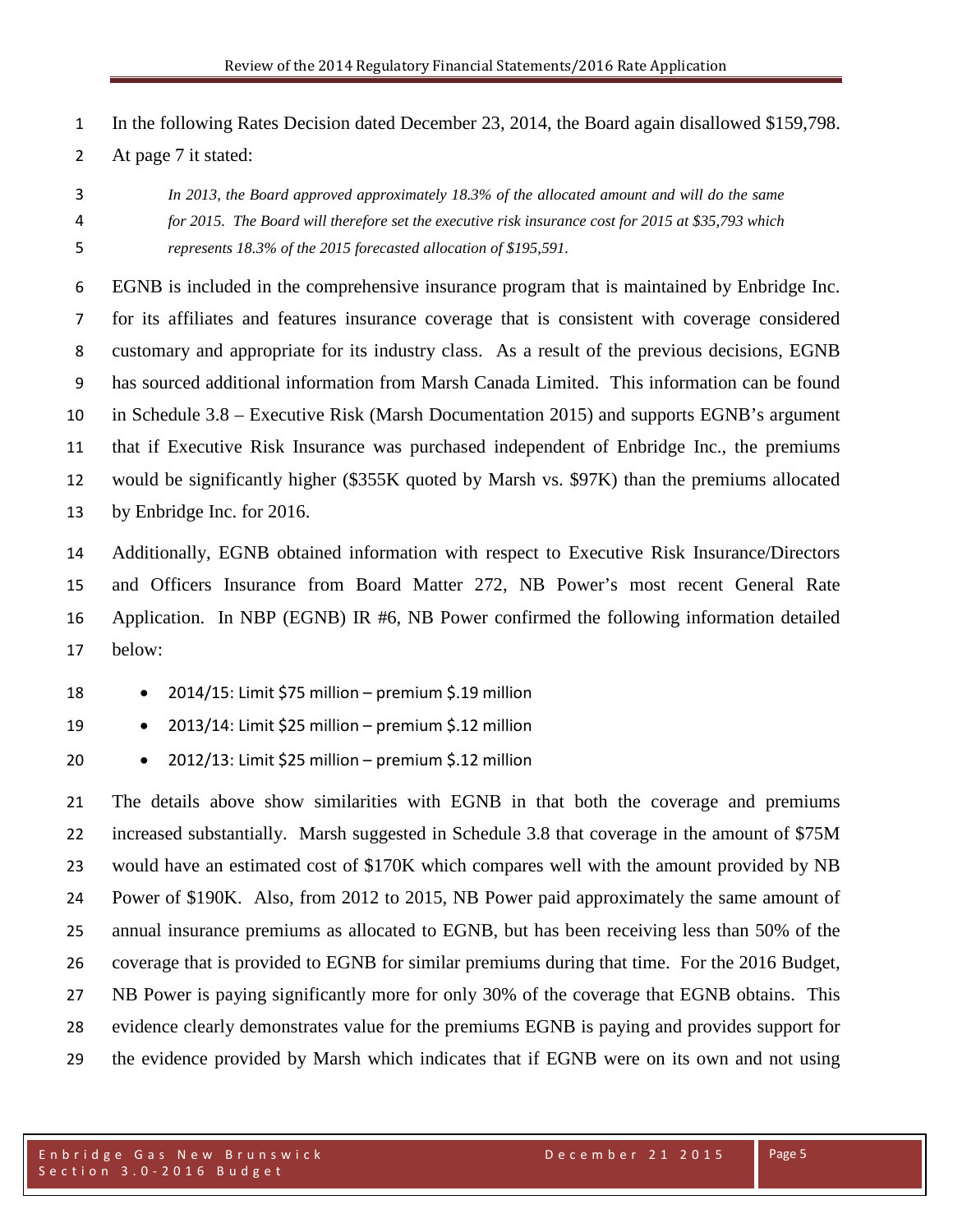In the following Rates Decision dated December 23, 2014, the Board again disallowed $159,798. At page 7 it stated:

> *In 2013, the Board approved approximately 18.3% of the allocated amount and will do the same for 2015. The Board will therefore set the executive risk insurance cost for 2015 at $35,793 which represents 18.3% of the 2015 forecasted allocation of $195,591.*

EGNB is included in the comprehensive insurance program that is maintained by Enbridge Inc. for its affiliates and features insurance coverage that is consistent with coverage considered customary and appropriate for its industry class. As a result of the previous decisions, EGNB has sourced additional information from Marsh Canada Limited. This information can be found in Schedule 3.8 – Executive Risk (Marsh Documentation 2015) and supports EGNB's argument that if Executive Risk Insurance was purchased independent of Enbridge Inc., the premiums would be significantly higher ($355K quoted by Marsh vs. $97K) than the premiums allocated by Enbridge Inc. for 2016.

Additionally, EGNB obtained information with respect to Executive Risk Insurance/Directors and Officers Insurance from Board Matter 272, NB Power's most recent General Rate Application. In NBP (EGNB) IR #6, NB Power confirmed the following information detailed below:

- 2014/15: Limit $75 million – premium $.19 million
- 2013/14: Limit $25 million – premium $.12 million
- 2012/13: Limit $25 million – premium $.12 million

The details above show similarities with EGNB in that both the coverage and premiums increased substantially. Marsh suggested in Schedule 3.8 that coverage in the amount of $75M would have an estimated cost of $170K which compares well with the amount provided by NB Power of $190K. Also, from 2012 to 2015, NB Power paid approximately the same amount of annual insurance premiums as allocated to EGNB, but has been receiving less than 50% of the coverage that is provided to EGNB for similar premiums during that time. For the 2016 Budget, NB Power is paying significantly more for only 30% of the coverage that EGNB obtains. This evidence clearly demonstrates value for the premiums EGNB is paying and provides support for the evidence provided by Marsh which indicates that if EGNB were on its own and not using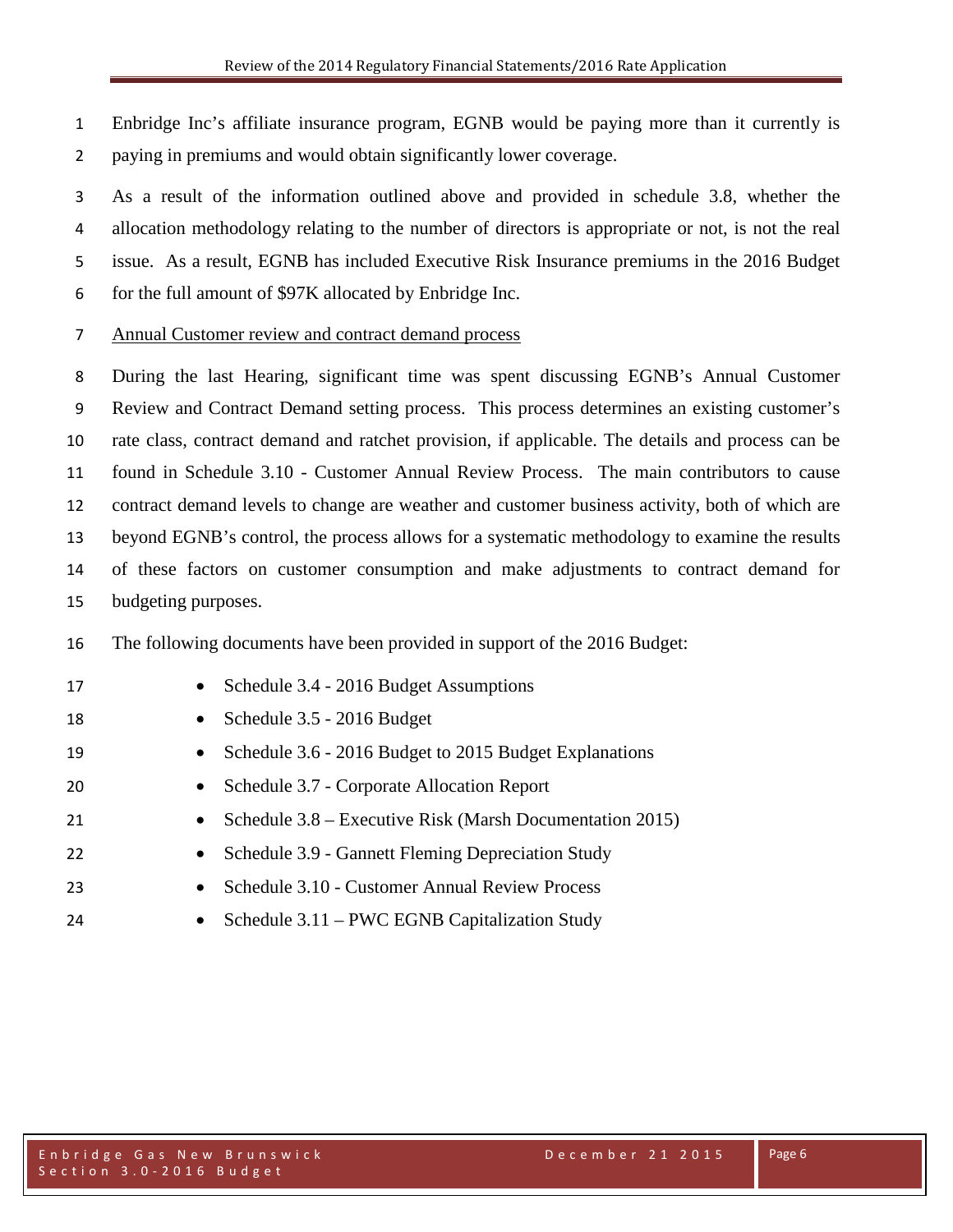Enbridge Inc's affiliate insurance program, EGNB would be paying more than it currently is paying in premiums and would obtain significantly lower coverage.

As a result of the information outlined above and provided in schedule 3.8, whether the allocation methodology relating to the number of directors is appropriate or not, is not the real issue. As a result, EGNB has included Executive Risk Insurance premiums in the 2016 Budget for the full amount of $97K allocated by Enbridge Inc.

<u>Annual Customer review and contract demand process</u>

During the last Hearing, significant time was spent discussing EGNB's Annual Customer Review and Contract Demand setting process. This process determines an existing customer's rate class, contract demand and ratchet provision, if applicable. The details and process can be found in Schedule 3.10 - Customer Annual Review Process. The main contributors to cause contract demand levels to change are weather and customer business activity, both of which are beyond EGNB's control, the process allows for a systematic methodology to examine the results of these factors on customer consumption and make adjustments to contract demand for budgeting purposes.

The following documents have been provided in support of the 2016 Budget:

- Schedule 3.4 - 2016 Budget Assumptions
- Schedule 3.5 - 2016 Budget
- Schedule 3.6 - 2016 Budget to 2015 Budget Explanations
- Schedule 3.7 - Corporate Allocation Report
- Schedule 3.8 – Executive Risk (Marsh Documentation 2015)
- Schedule 3.9 - Gannett Fleming Depreciation Study
- Schedule 3.10 - Customer Annual Review Process
- Schedule 3.11 – PWC EGNB Capitalization Study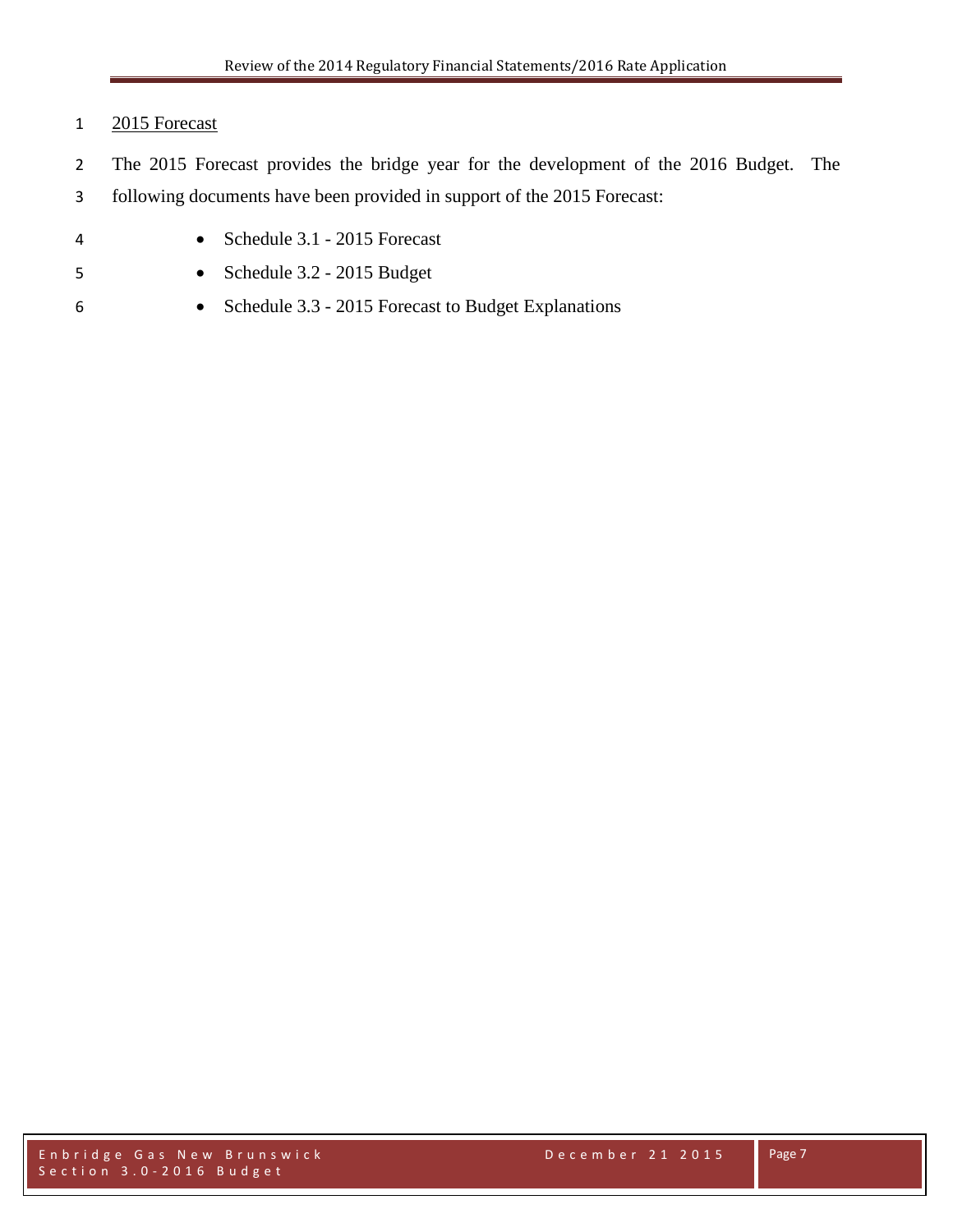## 2015 Forecast

The 2015 Forecast provides the bridge year for the development of the 2016 Budget. The following documents have been provided in support of the 2015 Forecast:

- Schedule 3.1 - 2015 Forecast
- Schedule 3.2 - 2015 Budget
- Schedule 3.3 - 2015 Forecast to Budget Explanations